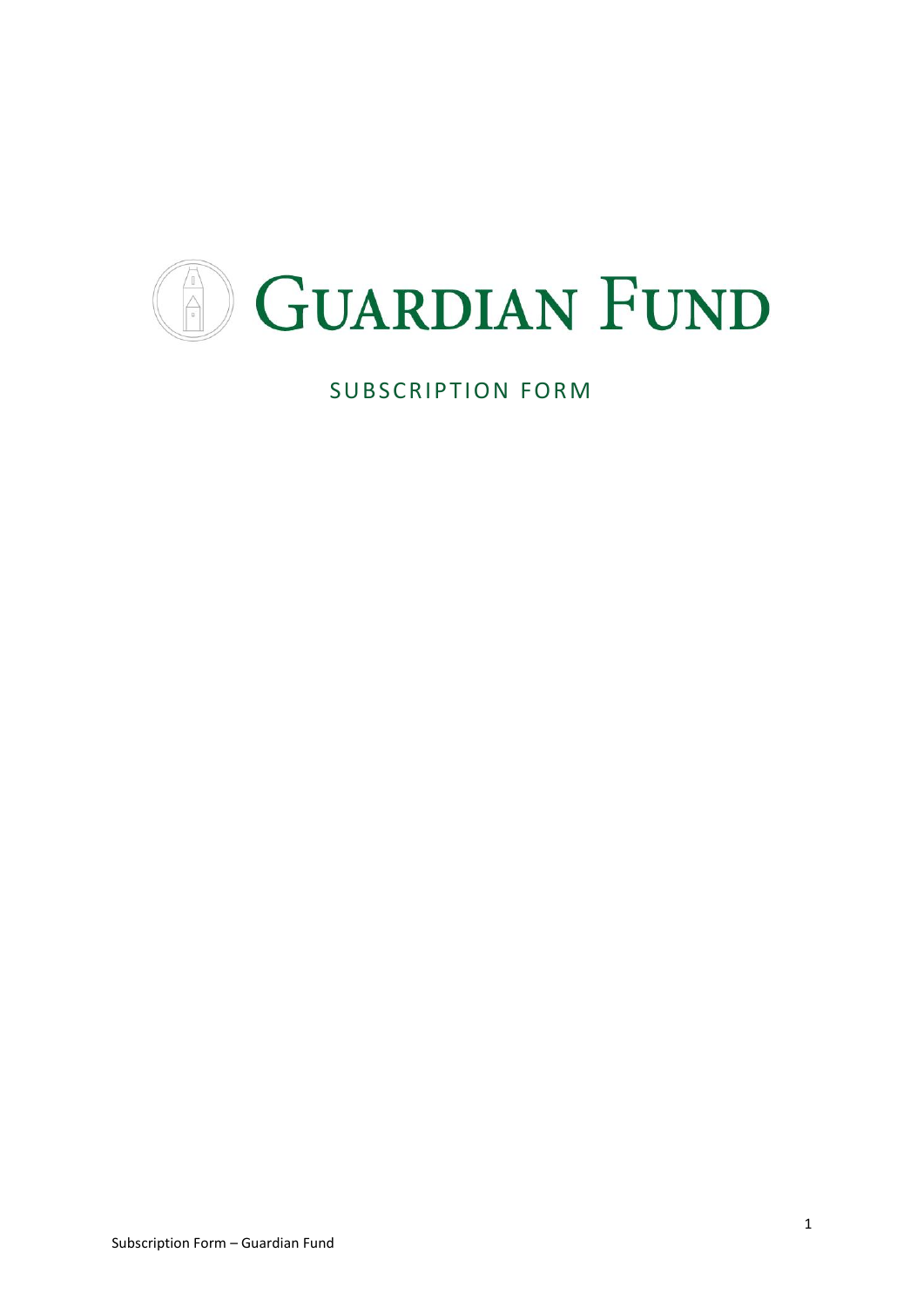# GUARDIAN FUND

## SUBSCRIPTION FORM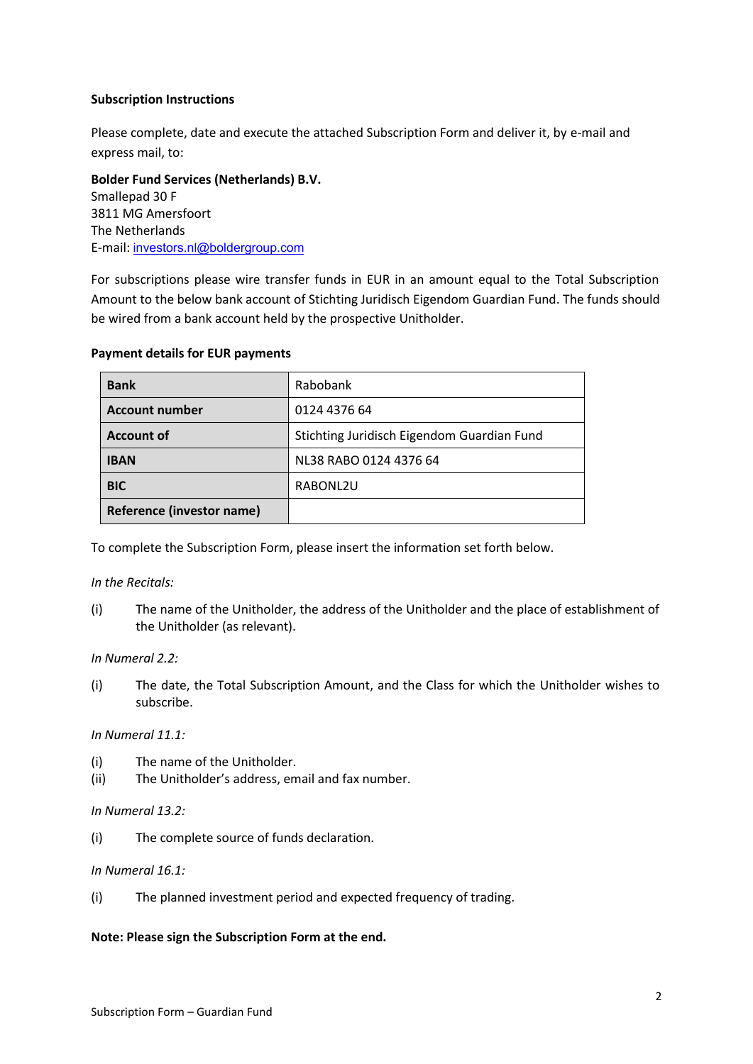**Subscription Instructions**

Please complete, date and execute the attached Subscription Form and deliver it, by e-mail and express mail, to:

**Bolder Fund Services (Netherlands) B.V.**
Smallepad 30 F
3811 MG Amersfoort
The Netherlands
E-mail: investors.nl@boldergroup.com

For subscriptions please wire transfer funds in EUR in an amount equal to the Total Subscription Amount to the below bank account of Stichting Juridisch Eigendom Guardian Fund. The funds should be wired from a bank account held by the prospective Unitholder.

**Payment details for EUR payments**

| **Bank** | Rabobank |
|---|---|
| **Account number** | 0124 4376 64 |
| **Account of** | Stichting Juridisch Eigendom Guardian Fund |
| **IBAN** | NL38 RABO 0124 4376 64 |
| **BIC** | RABONL2U |
| **Reference (investor name)** | |

To complete the Subscription Form, please insert the information set forth below.

*In the Recitals:*

(i) The name of the Unitholder, the address of the Unitholder and the place of establishment of the Unitholder (as relevant).

*In Numeral 2.2:*

(i) The date, the Total Subscription Amount, and the Class for which the Unitholder wishes to subscribe.

*In Numeral 11.1:*

(i) The name of the Unitholder.
(ii) The Unitholder's address, email and fax number.

*In Numeral 13.2:*

(i) The complete source of funds declaration.

*In Numeral 16.1:*

(i) The planned investment period and expected frequency of trading.

**Note: Please sign the Subscription Form at the end.**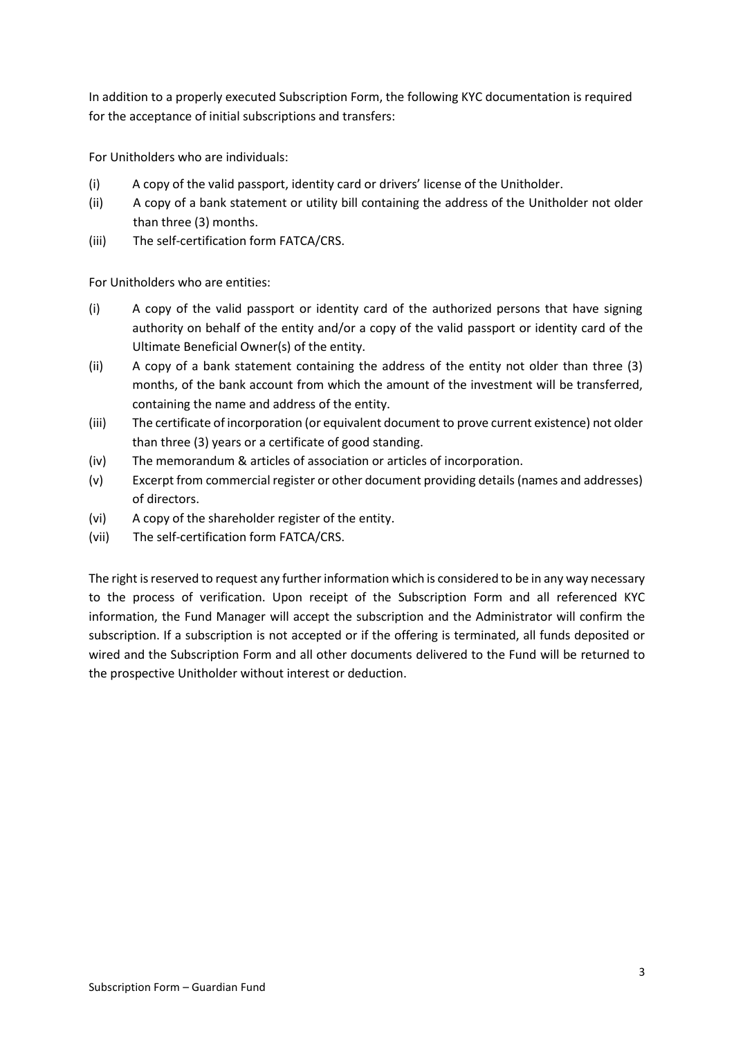In addition to a properly executed Subscription Form, the following KYC documentation is required for the acceptance of initial subscriptions and transfers:

For Unitholders who are individuals:

(i) A copy of the valid passport, identity card or drivers' license of the Unitholder.
(ii) A copy of a bank statement or utility bill containing the address of the Unitholder not older than three (3) months.
(iii) The self-certification form FATCA/CRS.

For Unitholders who are entities:

(i) A copy of the valid passport or identity card of the authorized persons that have signing authority on behalf of the entity and/or a copy of the valid passport or identity card of the Ultimate Beneficial Owner(s) of the entity.
(ii) A copy of a bank statement containing the address of the entity not older than three (3) months, of the bank account from which the amount of the investment will be transferred, containing the name and address of the entity.
(iii) The certificate of incorporation (or equivalent document to prove current existence) not older than three (3) years or a certificate of good standing.
(iv) The memorandum & articles of association or articles of incorporation.
(v) Excerpt from commercial register or other document providing details (names and addresses) of directors.
(vi) A copy of the shareholder register of the entity.
(vii) The self-certification form FATCA/CRS.

The right is reserved to request any further information which is considered to be in any way necessary to the process of verification. Upon receipt of the Subscription Form and all referenced KYC information, the Fund Manager will accept the subscription and the Administrator will confirm the subscription. If a subscription is not accepted or if the offering is terminated, all funds deposited or wired and the Subscription Form and all other documents delivered to the Fund will be returned to the prospective Unitholder without interest or deduction.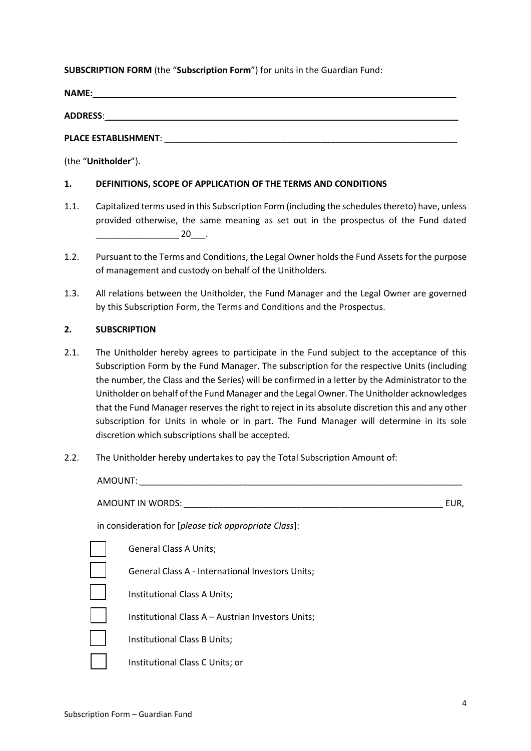**SUBSCRIPTION FORM** (the "**Subscription Form**") for units in the Guardian Fund:

**NAME:**\_\_\_\_\_\_\_\_\_\_\_\_\_\_\_\_\_\_\_\_\_\_\_\_\_\_\_\_\_\_\_\_\_\_\_\_\_\_\_\_\_\_\_\_\_\_\_\_\_\_\_\_\_\_\_\_\_\_\_\_\_\_\_\_

**ADDRESS**:\_\_\_\_\_\_\_\_\_\_\_\_\_\_\_\_\_\_\_\_\_\_\_\_\_\_\_\_\_\_\_\_\_\_\_\_\_\_\_\_\_\_\_\_\_\_\_\_\_\_\_\_\_\_\_\_\_\_\_\_\_\_

**PLACE ESTABLISHMENT**:\_\_\_\_\_\_\_\_\_\_\_\_\_\_\_\_\_\_\_\_\_\_\_\_\_\_\_\_\_\_\_\_\_\_\_\_\_\_\_\_\_\_\_\_\_\_\_\_\_\_\_\_

(the "**Unitholder**").

**1. DEFINITIONS, SCOPE OF APPLICATION OF THE TERMS AND CONDITIONS**

1.1. Capitalized terms used in this Subscription Form (including the schedules thereto) have, unless provided otherwise, the same meaning as set out in the prospectus of the Fund dated \_\_\_\_\_\_\_\_\_\_\_\_\_\_\_\_\_ 20\_\_\_.

1.2. Pursuant to the Terms and Conditions, the Legal Owner holds the Fund Assets for the purpose of management and custody on behalf of the Unitholders.

1.3. All relations between the Unitholder, the Fund Manager and the Legal Owner are governed by this Subscription Form, the Terms and Conditions and the Prospectus.

**2. SUBSCRIPTION**

2.1. The Unitholder hereby agrees to participate in the Fund subject to the acceptance of this Subscription Form by the Fund Manager. The subscription for the respective Units (including the number, the Class and the Series) will be confirmed in a letter by the Administrator to the Unitholder on behalf of the Fund Manager and the Legal Owner. The Unitholder acknowledges that the Fund Manager reserves the right to reject in its absolute discretion this and any other subscription for Units in whole or in part. The Fund Manager will determine in its sole discretion which subscriptions shall be accepted.

2.2. The Unitholder hereby undertakes to pay the Total Subscription Amount of:

AMOUNT:\_\_\_\_\_\_\_\_\_\_\_\_\_\_\_\_\_\_\_\_\_\_\_\_\_\_\_\_\_\_\_\_\_\_\_\_\_\_\_\_\_\_\_\_\_\_\_\_\_\_\_\_\_\_\_\_\_\_\_\_

AMOUNT IN WORDS:\_\_\_\_\_\_\_\_\_\_\_\_\_\_\_\_\_\_\_\_\_\_\_\_\_\_\_\_\_\_\_\_\_\_\_\_\_\_\_\_\_\_\_\_\_\_\_\_ EUR,

in consideration for [*please tick appropriate Class*]:

☐ General Class A Units;

☐ General Class A - International Investors Units;

☐ Institutional Class A Units;

☐ Institutional Class A – Austrian Investors Units;

☐ Institutional Class B Units;

☐ Institutional Class C Units; or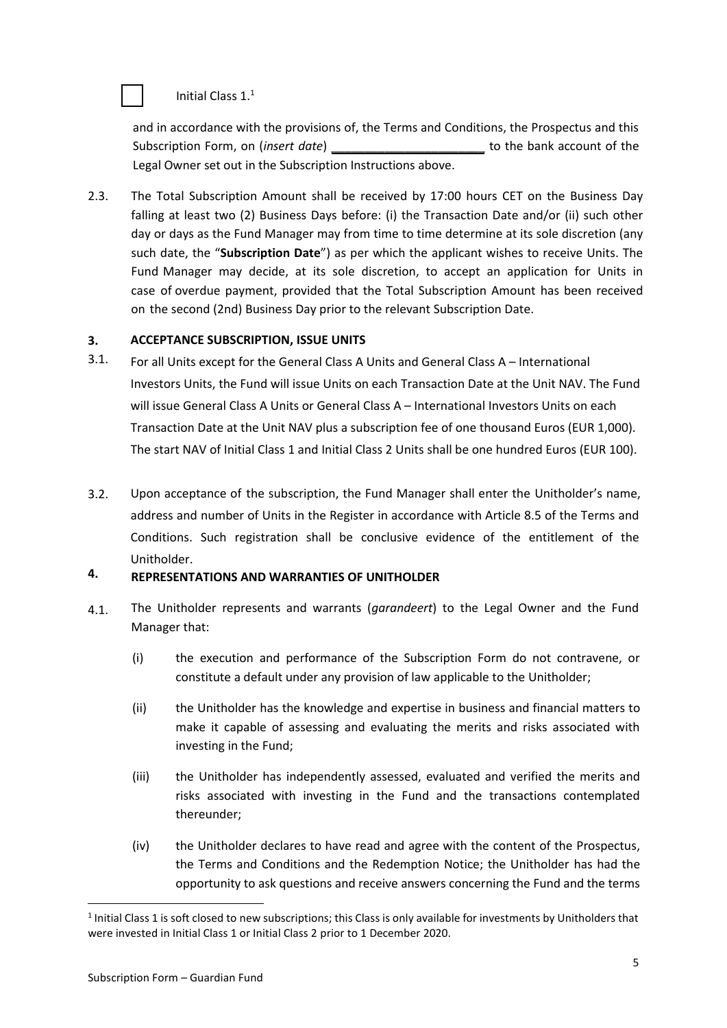☐ Initial Class 1.[1]

and in accordance with the provisions of, the Terms and Conditions, the Prospectus and this Subscription Form, on (*insert date*) ______________________ to the bank account of the Legal Owner set out in the Subscription Instructions above.

2.3. The Total Subscription Amount shall be received by 17:00 hours CET on the Business Day falling at least two (2) Business Days before: (i) the Transaction Date and/or (ii) such other day or days as the Fund Manager may from time to time determine at its sole discretion (any such date, the "**Subscription Date**") as per which the applicant wishes to receive Units. The Fund Manager may decide, at its sole discretion, to accept an application for Units in case of overdue payment, provided that the Total Subscription Amount has been received on the second (2nd) Business Day prior to the relevant Subscription Date.

## 3. ACCEPTANCE SUBSCRIPTION, ISSUE UNITS

3.1. For all Units except for the General Class A Units and General Class A – International Investors Units, the Fund will issue Units on each Transaction Date at the Unit NAV. The Fund will issue General Class A Units or General Class A – International Investors Units on each Transaction Date at the Unit NAV plus a subscription fee of one thousand Euros (EUR 1,000). The start NAV of Initial Class 1 and Initial Class 2 Units shall be one hundred Euros (EUR 100).

3.2. Upon acceptance of the subscription, the Fund Manager shall enter the Unitholder's name, address and number of Units in the Register in accordance with Article 8.5 of the Terms and Conditions. Such registration shall be conclusive evidence of the entitlement of the Unitholder.

## 4. REPRESENTATIONS AND WARRANTIES OF UNITHOLDER

4.1. The Unitholder represents and warrants (*garandeert*) to the Legal Owner and the Fund Manager that:

(i) the execution and performance of the Subscription Form do not contravene, or constitute a default under any provision of law applicable to the Unitholder;

(ii) the Unitholder has the knowledge and expertise in business and financial matters to make it capable of assessing and evaluating the merits and risks associated with investing in the Fund;

(iii) the Unitholder has independently assessed, evaluated and verified the merits and risks associated with investing in the Fund and the transactions contemplated thereunder;

(iv) the Unitholder declares to have read and agree with the content of the Prospectus, the Terms and Conditions and the Redemption Notice; the Unitholder has had the opportunity to ask questions and receive answers concerning the Fund and the terms

[1] Initial Class 1 is soft closed to new subscriptions; this Class is only available for investments by Unitholders that were invested in Initial Class 1 or Initial Class 2 prior to 1 December 2020.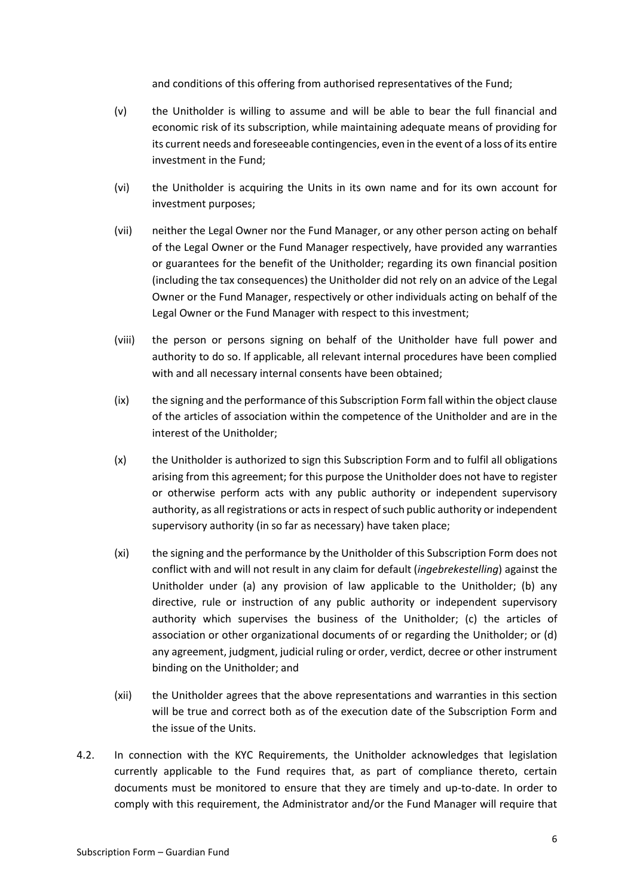and conditions of this offering from authorised representatives of the Fund;

(v) the Unitholder is willing to assume and will be able to bear the full financial and economic risk of its subscription, while maintaining adequate means of providing for its current needs and foreseeable contingencies, even in the event of a loss of its entire investment in the Fund;

(vi) the Unitholder is acquiring the Units in its own name and for its own account for investment purposes;

(vii) neither the Legal Owner nor the Fund Manager, or any other person acting on behalf of the Legal Owner or the Fund Manager respectively, have provided any warranties or guarantees for the benefit of the Unitholder; regarding its own financial position (including the tax consequences) the Unitholder did not rely on an advice of the Legal Owner or the Fund Manager, respectively or other individuals acting on behalf of the Legal Owner or the Fund Manager with respect to this investment;

(viii) the person or persons signing on behalf of the Unitholder have full power and authority to do so. If applicable, all relevant internal procedures have been complied with and all necessary internal consents have been obtained;

(ix) the signing and the performance of this Subscription Form fall within the object clause of the articles of association within the competence of the Unitholder and are in the interest of the Unitholder;

(x) the Unitholder is authorized to sign this Subscription Form and to fulfil all obligations arising from this agreement; for this purpose the Unitholder does not have to register or otherwise perform acts with any public authority or independent supervisory authority, as all registrations or acts in respect of such public authority or independent supervisory authority (in so far as necessary) have taken place;

(xi) the signing and the performance by the Unitholder of this Subscription Form does not conflict with and will not result in any claim for default (*ingebrekestelling*) against the Unitholder under (a) any provision of law applicable to the Unitholder; (b) any directive, rule or instruction of any public authority or independent supervisory authority which supervises the business of the Unitholder; (c) the articles of association or other organizational documents of or regarding the Unitholder; or (d) any agreement, judgment, judicial ruling or order, verdict, decree or other instrument binding on the Unitholder; and

(xii) the Unitholder agrees that the above representations and warranties in this section will be true and correct both as of the execution date of the Subscription Form and the issue of the Units.

4.2. In connection with the KYC Requirements, the Unitholder acknowledges that legislation currently applicable to the Fund requires that, as part of compliance thereto, certain documents must be monitored to ensure that they are timely and up-to-date. In order to comply with this requirement, the Administrator and/or the Fund Manager will require that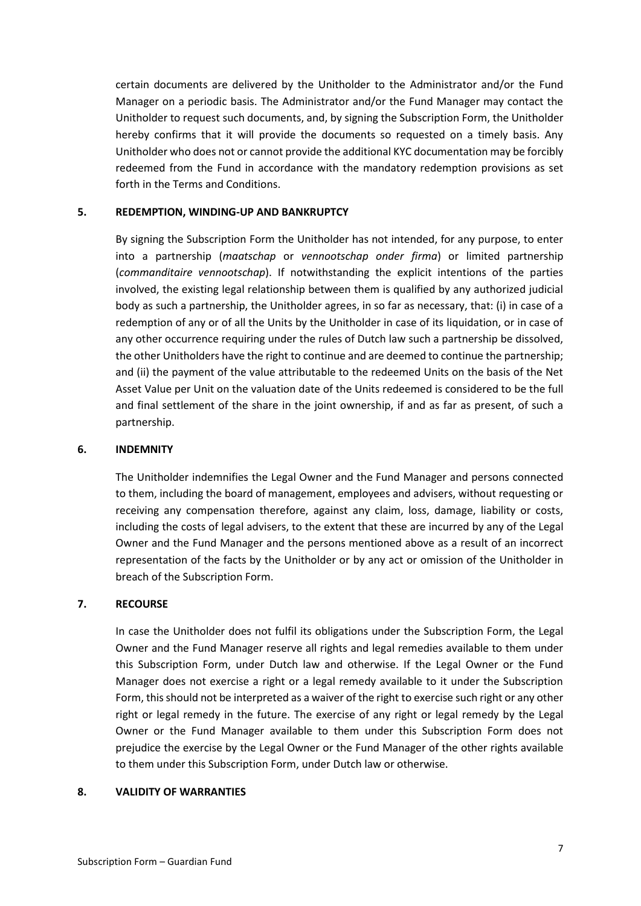certain documents are delivered by the Unitholder to the Administrator and/or the Fund Manager on a periodic basis. The Administrator and/or the Fund Manager may contact the Unitholder to request such documents, and, by signing the Subscription Form, the Unitholder hereby confirms that it will provide the documents so requested on a timely basis. Any Unitholder who does not or cannot provide the additional KYC documentation may be forcibly redeemed from the Fund in accordance with the mandatory redemption provisions as set forth in the Terms and Conditions.

## 5. REDEMPTION, WINDING-UP AND BANKRUPTCY

By signing the Subscription Form the Unitholder has not intended, for any purpose, to enter into a partnership (*maatschap* or *vennootschap onder firma*) or limited partnership (*commanditaire vennootschap*). If notwithstanding the explicit intentions of the parties involved, the existing legal relationship between them is qualified by any authorized judicial body as such a partnership, the Unitholder agrees, in so far as necessary, that: (i) in case of a redemption of any or of all the Units by the Unitholder in case of its liquidation, or in case of any other occurrence requiring under the rules of Dutch law such a partnership be dissolved, the other Unitholders have the right to continue and are deemed to continue the partnership; and (ii) the payment of the value attributable to the redeemed Units on the basis of the Net Asset Value per Unit on the valuation date of the Units redeemed is considered to be the full and final settlement of the share in the joint ownership, if and as far as present, of such a partnership.

## 6. INDEMNITY

The Unitholder indemnifies the Legal Owner and the Fund Manager and persons connected to them, including the board of management, employees and advisers, without requesting or receiving any compensation therefore, against any claim, loss, damage, liability or costs, including the costs of legal advisers, to the extent that these are incurred by any of the Legal Owner and the Fund Manager and the persons mentioned above as a result of an incorrect representation of the facts by the Unitholder or by any act or omission of the Unitholder in breach of the Subscription Form.

## 7. RECOURSE

In case the Unitholder does not fulfil its obligations under the Subscription Form, the Legal Owner and the Fund Manager reserve all rights and legal remedies available to them under this Subscription Form, under Dutch law and otherwise. If the Legal Owner or the Fund Manager does not exercise a right or a legal remedy available to it under the Subscription Form, this should not be interpreted as a waiver of the right to exercise such right or any other right or legal remedy in the future. The exercise of any right or legal remedy by the Legal Owner or the Fund Manager available to them under this Subscription Form does not prejudice the exercise by the Legal Owner or the Fund Manager of the other rights available to them under this Subscription Form, under Dutch law or otherwise.

## 8. VALIDITY OF WARRANTIES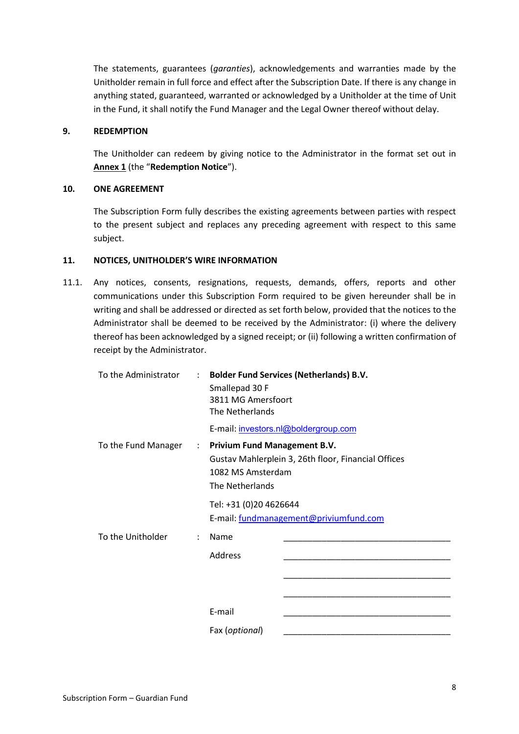The statements, guarantees (*garanties*), acknowledgements and warranties made by the Unitholder remain in full force and effect after the Subscription Date. If there is any change in anything stated, guaranteed, warranted or acknowledged by a Unitholder at the time of Unit in the Fund, it shall notify the Fund Manager and the Legal Owner thereof without delay.

## 9. REDEMPTION

The Unitholder can redeem by giving notice to the Administrator in the format set out in **Annex 1** (the "**Redemption Notice**").

## 10. ONE AGREEMENT

The Subscription Form fully describes the existing agreements between parties with respect to the present subject and replaces any preceding agreement with respect to this same subject.

## 11. NOTICES, UNITHOLDER'S WIRE INFORMATION

11.1. Any notices, consents, resignations, requests, demands, offers, reports and other communications under this Subscription Form required to be given hereunder shall be in writing and shall be addressed or directed as set forth below, provided that the notices to the Administrator shall be deemed to be received by the Administrator: (i) where the delivery thereof has been acknowledged by a signed receipt; or (ii) following a written confirmation of receipt by the Administrator.

To the Administrator :
**Bolder Fund Services (Netherlands) B.V.**
Smallepad 30 F
3811 MG Amersfoort
The Netherlands

E-mail: investors.nl@boldergroup.com

To the Fund Manager :
**Privium Fund Management B.V.**
Gustav Mahlerplein 3, 26th floor, Financial Offices
1082 MS Amsterdam
The Netherlands

Tel: +31 (0)20 4626644
E-mail: fundmanagement@priviumfund.com

To the Unitholder :

Name ____________________________________

Address ____________________________________

____________________________________

____________________________________

E-mail ____________________________________

Fax (*optional*) ____________________________________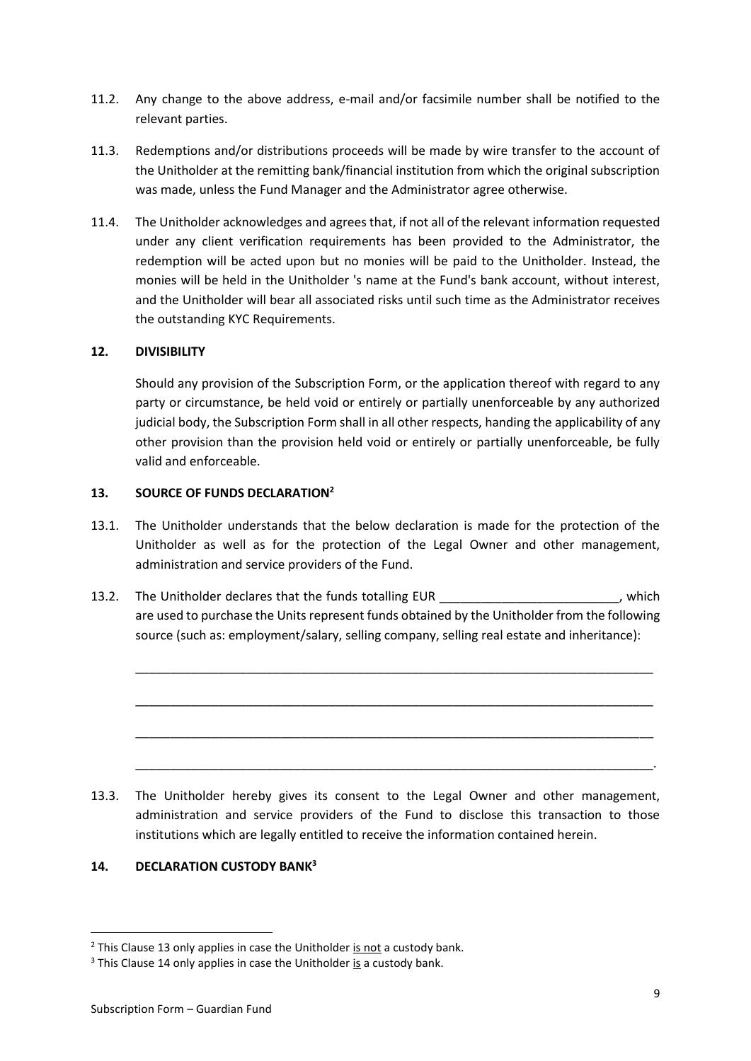11.2. Any change to the above address, e-mail and/or facsimile number shall be notified to the relevant parties.

11.3. Redemptions and/or distributions proceeds will be made by wire transfer to the account of the Unitholder at the remitting bank/financial institution from which the original subscription was made, unless the Fund Manager and the Administrator agree otherwise.

11.4. The Unitholder acknowledges and agrees that, if not all of the relevant information requested under any client verification requirements has been provided to the Administrator, the redemption will be acted upon but no monies will be paid to the Unitholder. Instead, the monies will be held in the Unitholder 's name at the Fund's bank account, without interest, and the Unitholder will bear all associated risks until such time as the Administrator receives the outstanding KYC Requirements.

## 12. DIVISIBILITY

Should any provision of the Subscription Form, or the application thereof with regard to any party or circumstance, be held void or entirely or partially unenforceable by any authorized judicial body, the Subscription Form shall in all other respects, handing the applicability of any other provision than the provision held void or entirely or partially unenforceable, be fully valid and enforceable.

## 13. SOURCE OF FUNDS DECLARATION[2]

13.1. The Unitholder understands that the below declaration is made for the protection of the Unitholder as well as for the protection of the Legal Owner and other management, administration and service providers of the Fund.

13.2. The Unitholder declares that the funds totalling EUR __________________________, which are used to purchase the Units represent funds obtained by the Unitholder from the following source (such as: employment/salary, selling company, selling real estate and inheritance):

_______________________________________________________________________________

_______________________________________________________________________________

_______________________________________________________________________________

_______________________________________________________________________________.

13.3. The Unitholder hereby gives its consent to the Legal Owner and other management, administration and service providers of the Fund to disclose this transaction to those institutions which are legally entitled to receive the information contained herein.

## 14. DECLARATION CUSTODY BANK[3]

---

[2] This Clause 13 only applies in case the Unitholder is not a custody bank.

[3] This Clause 14 only applies in case the Unitholder is a custody bank.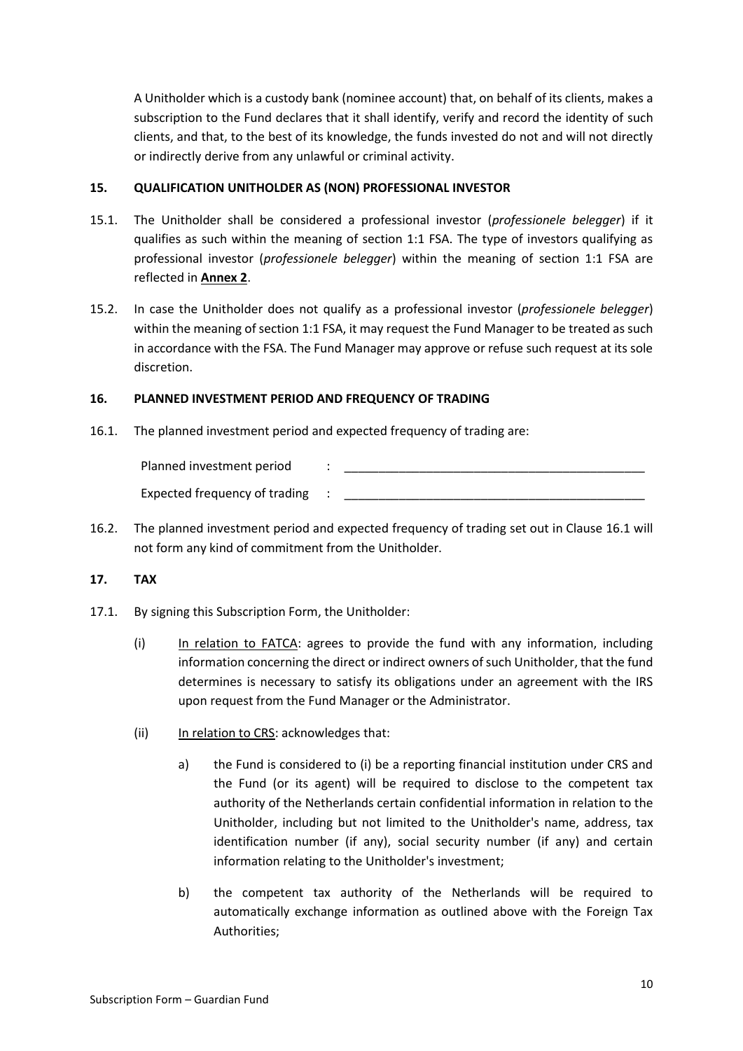A Unitholder which is a custody bank (nominee account) that, on behalf of its clients, makes a subscription to the Fund declares that it shall identify, verify and record the identity of such clients, and that, to the best of its knowledge, the funds invested do not and will not directly or indirectly derive from any unlawful or criminal activity.

## 15. QUALIFICATION UNITHOLDER AS (NON) PROFESSIONAL INVESTOR

15.1. The Unitholder shall be considered a professional investor (*professionele belegger*) if it qualifies as such within the meaning of section 1:1 FSA. The type of investors qualifying as professional investor (*professionele belegger*) within the meaning of section 1:1 FSA are reflected in **Annex 2**.

15.2. In case the Unitholder does not qualify as a professional investor (*professionele belegger*) within the meaning of section 1:1 FSA, it may request the Fund Manager to be treated as such in accordance with the FSA. The Fund Manager may approve or refuse such request at its sole discretion.

## 16. PLANNED INVESTMENT PERIOD AND FREQUENCY OF TRADING

16.1. The planned investment period and expected frequency of trading are:

Planned investment period : ______________________________________________

Expected frequency of trading : ______________________________________________

16.2. The planned investment period and expected frequency of trading set out in Clause 16.1 will not form any kind of commitment from the Unitholder.

## 17. TAX

17.1. By signing this Subscription Form, the Unitholder:

(i) In relation to FATCA: agrees to provide the fund with any information, including information concerning the direct or indirect owners of such Unitholder, that the fund determines is necessary to satisfy its obligations under an agreement with the IRS upon request from the Fund Manager or the Administrator.

(ii) In relation to CRS: acknowledges that:

a) the Fund is considered to (i) be a reporting financial institution under CRS and the Fund (or its agent) will be required to disclose to the competent tax authority of the Netherlands certain confidential information in relation to the Unitholder, including but not limited to the Unitholder's name, address, tax identification number (if any), social security number (if any) and certain information relating to the Unitholder's investment;

b) the competent tax authority of the Netherlands will be required to automatically exchange information as outlined above with the Foreign Tax Authorities;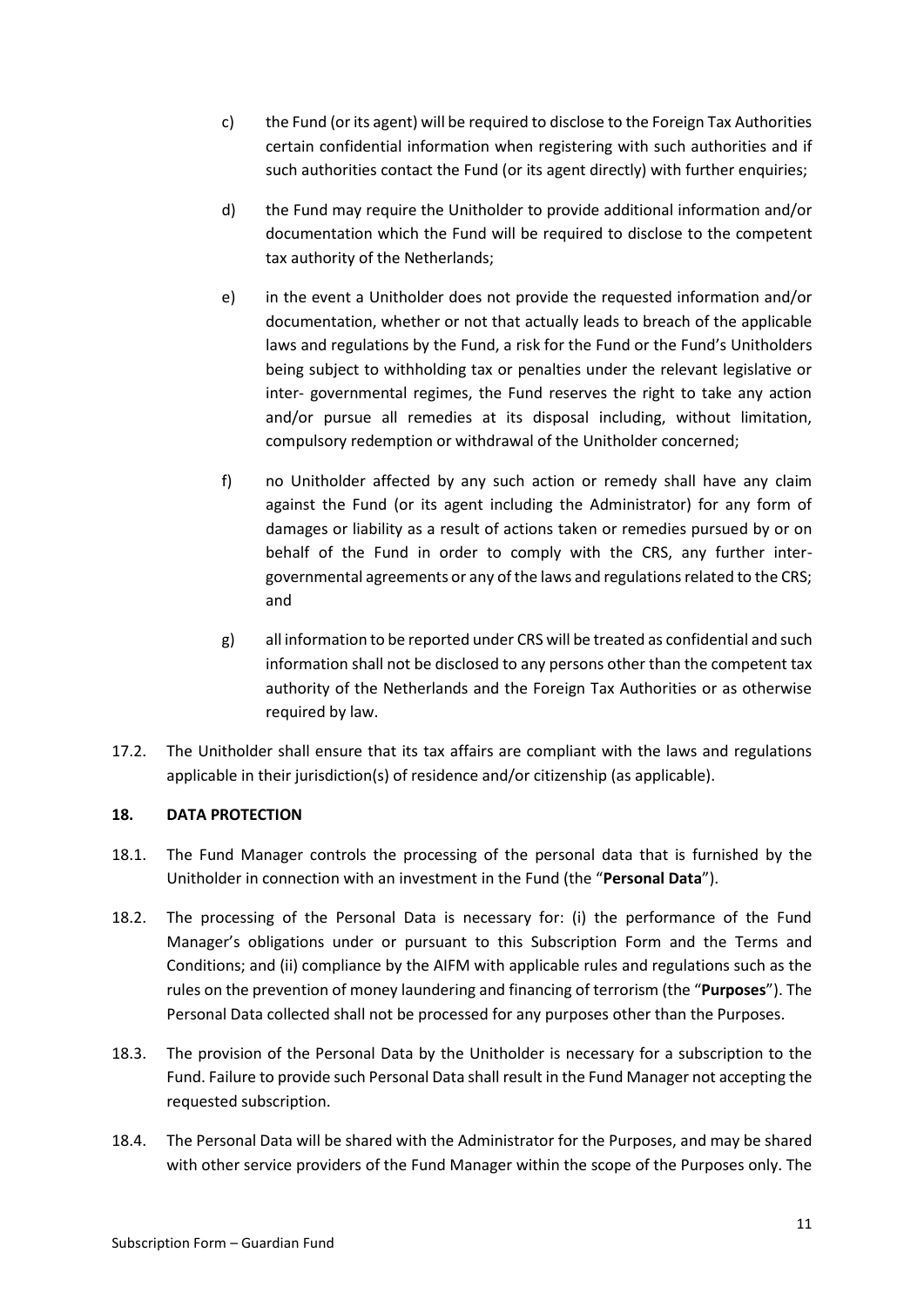c) the Fund (or its agent) will be required to disclose to the Foreign Tax Authorities certain confidential information when registering with such authorities and if such authorities contact the Fund (or its agent directly) with further enquiries;

d) the Fund may require the Unitholder to provide additional information and/or documentation which the Fund will be required to disclose to the competent tax authority of the Netherlands;

e) in the event a Unitholder does not provide the requested information and/or documentation, whether or not that actually leads to breach of the applicable laws and regulations by the Fund, a risk for the Fund or the Fund's Unitholders being subject to withholding tax or penalties under the relevant legislative or inter- governmental regimes, the Fund reserves the right to take any action and/or pursue all remedies at its disposal including, without limitation, compulsory redemption or withdrawal of the Unitholder concerned;

f) no Unitholder affected by any such action or remedy shall have any claim against the Fund (or its agent including the Administrator) for any form of damages or liability as a result of actions taken or remedies pursued by or on behalf of the Fund in order to comply with the CRS, any further inter-governmental agreements or any of the laws and regulations related to the CRS; and

g) all information to be reported under CRS will be treated as confidential and such information shall not be disclosed to any persons other than the competent tax authority of the Netherlands and the Foreign Tax Authorities or as otherwise required by law.

17.2. The Unitholder shall ensure that its tax affairs are compliant with the laws and regulations applicable in their jurisdiction(s) of residence and/or citizenship (as applicable).

## 18. DATA PROTECTION

18.1. The Fund Manager controls the processing of the personal data that is furnished by the Unitholder in connection with an investment in the Fund (the "**Personal Data**").

18.2. The processing of the Personal Data is necessary for: (i) the performance of the Fund Manager's obligations under or pursuant to this Subscription Form and the Terms and Conditions; and (ii) compliance by the AIFM with applicable rules and regulations such as the rules on the prevention of money laundering and financing of terrorism (the "**Purposes**"). The Personal Data collected shall not be processed for any purposes other than the Purposes.

18.3. The provision of the Personal Data by the Unitholder is necessary for a subscription to the Fund. Failure to provide such Personal Data shall result in the Fund Manager not accepting the requested subscription.

18.4. The Personal Data will be shared with the Administrator for the Purposes, and may be shared with other service providers of the Fund Manager within the scope of the Purposes only. The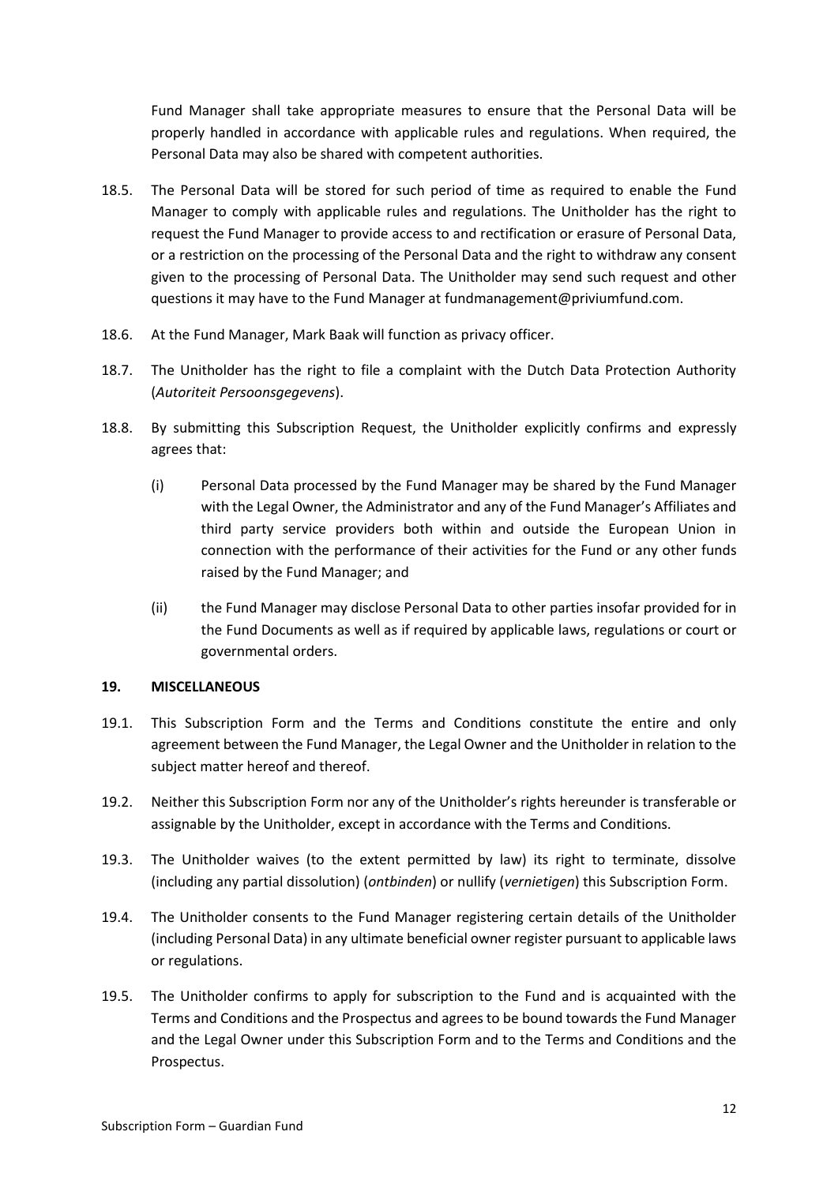Fund Manager shall take appropriate measures to ensure that the Personal Data will be properly handled in accordance with applicable rules and regulations. When required, the Personal Data may also be shared with competent authorities.

18.5. The Personal Data will be stored for such period of time as required to enable the Fund Manager to comply with applicable rules and regulations. The Unitholder has the right to request the Fund Manager to provide access to and rectification or erasure of Personal Data, or a restriction on the processing of the Personal Data and the right to withdraw any consent given to the processing of Personal Data. The Unitholder may send such request and other questions it may have to the Fund Manager at fundmanagement@priviumfund.com.

18.6. At the Fund Manager, Mark Baak will function as privacy officer.

18.7. The Unitholder has the right to file a complaint with the Dutch Data Protection Authority (*Autoriteit Persoonsgegevens*).

18.8. By submitting this Subscription Request, the Unitholder explicitly confirms and expressly agrees that:

(i) Personal Data processed by the Fund Manager may be shared by the Fund Manager with the Legal Owner, the Administrator and any of the Fund Manager's Affiliates and third party service providers both within and outside the European Union in connection with the performance of their activities for the Fund or any other funds raised by the Fund Manager; and

(ii) the Fund Manager may disclose Personal Data to other parties insofar provided for in the Fund Documents as well as if required by applicable laws, regulations or court or governmental orders.

## 19. MISCELLANEOUS

19.1. This Subscription Form and the Terms and Conditions constitute the entire and only agreement between the Fund Manager, the Legal Owner and the Unitholder in relation to the subject matter hereof and thereof.

19.2. Neither this Subscription Form nor any of the Unitholder's rights hereunder is transferable or assignable by the Unitholder, except in accordance with the Terms and Conditions.

19.3. The Unitholder waives (to the extent permitted by law) its right to terminate, dissolve (including any partial dissolution) (*ontbinden*) or nullify (*vernietigen*) this Subscription Form.

19.4. The Unitholder consents to the Fund Manager registering certain details of the Unitholder (including Personal Data) in any ultimate beneficial owner register pursuant to applicable laws or regulations.

19.5. The Unitholder confirms to apply for subscription to the Fund and is acquainted with the Terms and Conditions and the Prospectus and agrees to be bound towards the Fund Manager and the Legal Owner under this Subscription Form and to the Terms and Conditions and the Prospectus.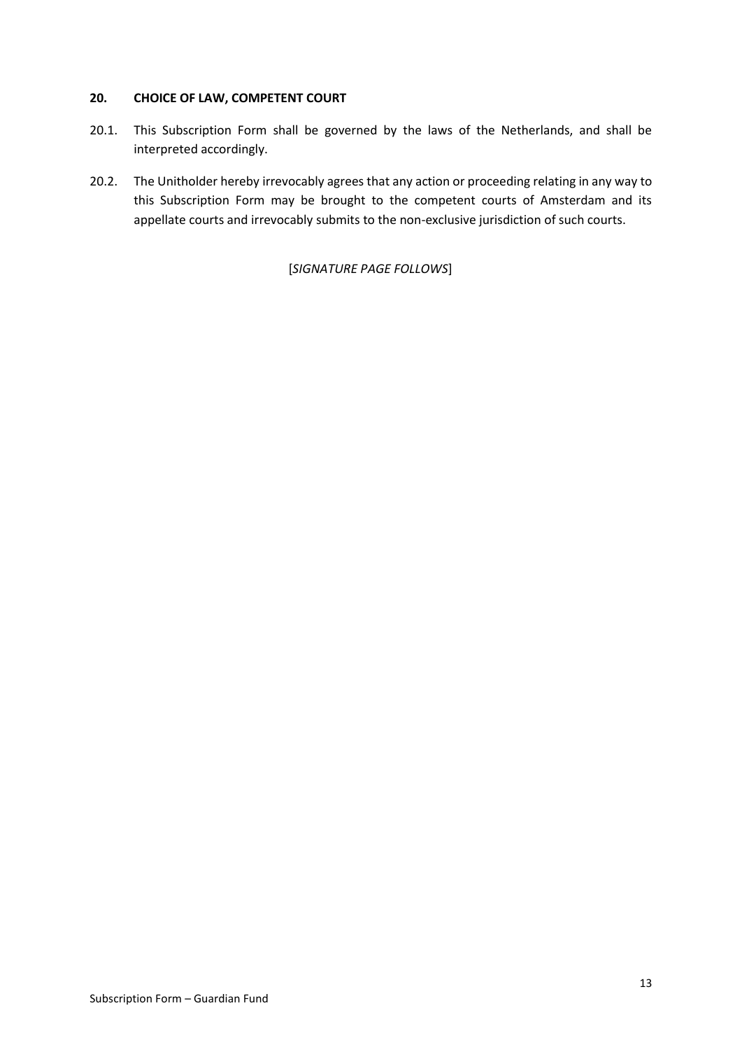## 20. CHOICE OF LAW, COMPETENT COURT

20.1. This Subscription Form shall be governed by the laws of the Netherlands, and shall be interpreted accordingly.

20.2. The Unitholder hereby irrevocably agrees that any action or proceeding relating in any way to this Subscription Form may be brought to the competent courts of Amsterdam and its appellate courts and irrevocably submits to the non-exclusive jurisdiction of such courts.

[*SIGNATURE PAGE FOLLOWS*]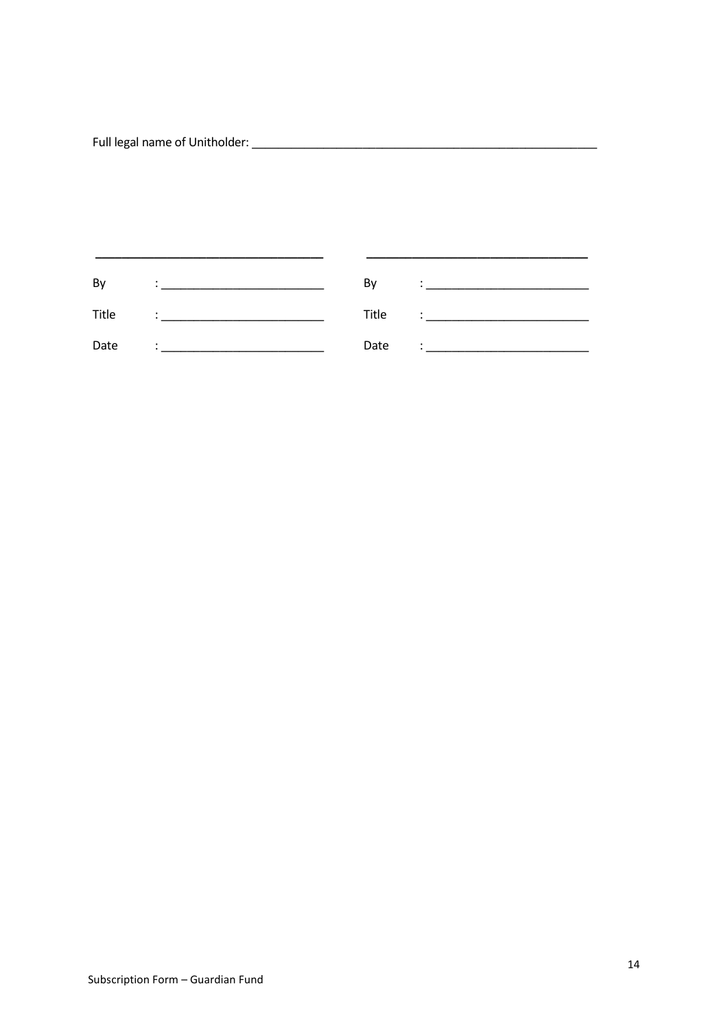Full legal name of Unitholder: ______________________________________________________

| ______________________________ | | ______________________________ | |
|---|---|---|---|
| By | : ________________________ | By | : ________________________ |
| Title | : ________________________ | Title | : ________________________ |
| Date | : ________________________ | Date | : ________________________ |

Subscription Form – Guardian Fund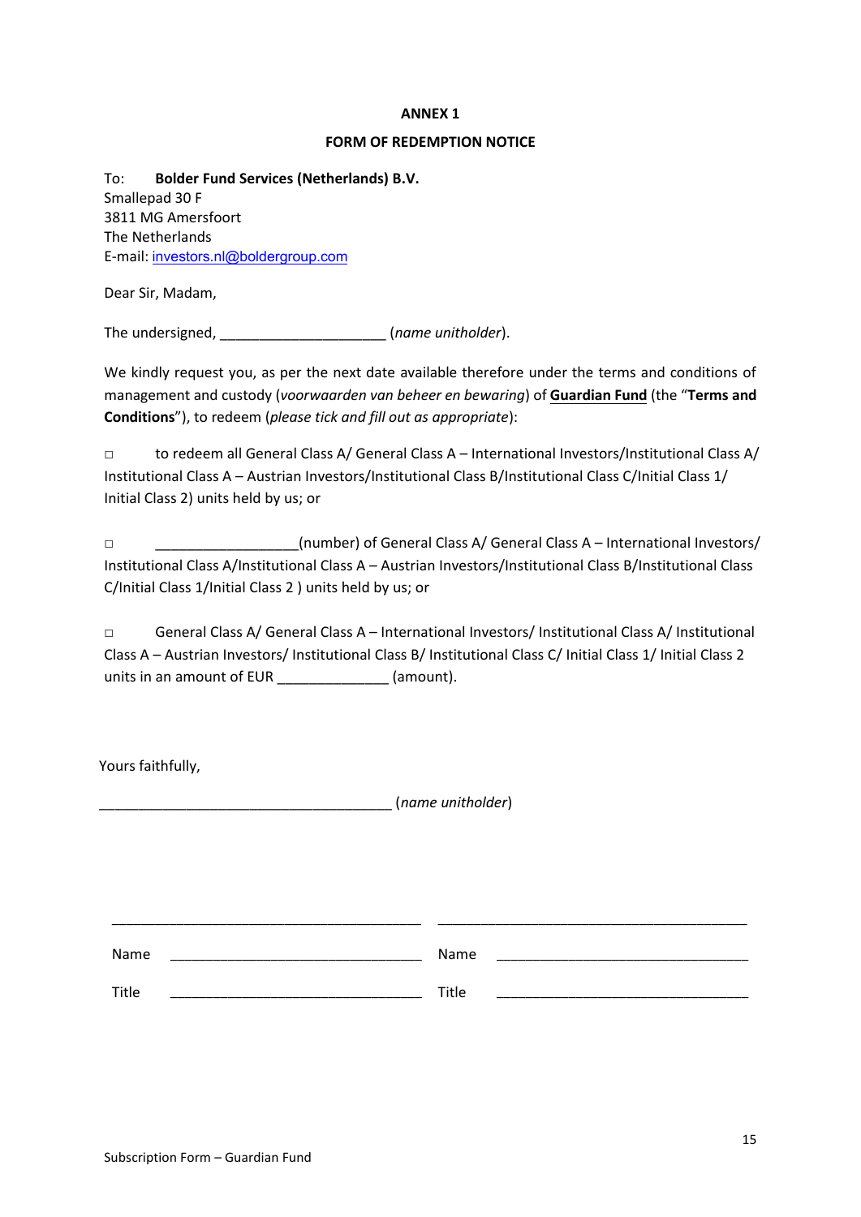**ANNEX 1**

**FORM OF REDEMPTION NOTICE**

To: **Bolder Fund Services (Netherlands) B.V.**
Smallepad 30 F
3811 MG Amersfoort
The Netherlands
E-mail: investors.nl@boldergroup.com

Dear Sir, Madam,

The undersigned, ____________________ (*name unitholder*).

We kindly request you, as per the next date available therefore under the terms and conditions of management and custody (*voorwaarden van beheer en bewaring*) of **Guardian Fund** (the "**Terms and Conditions**"), to redeem (*please tick and fill out as appropriate*):

□ to redeem all General Class A/ General Class A – International Investors/Institutional Class A/ Institutional Class A – Austrian Investors/Institutional Class B/Institutional Class C/Initial Class 1/ Initial Class 2) units held by us; or

□ _________________(number) of General Class A/ General Class A – International Investors/ Institutional Class A/Institutional Class A – Austrian Investors/Institutional Class B/Institutional Class C/Initial Class 1/Initial Class 2 ) units held by us; or

□ General Class A/ General Class A – International Investors/ Institutional Class A/ Institutional Class A – Austrian Investors/ Institutional Class B/ Institutional Class C/ Initial Class 1/ Initial Class 2 units in an amount of EUR _____________ (amount).

Yours faithfully,

____________________________________ (*name unitholder*)

_______________________________________ _______________________________________

Name _______________________________ Name _______________________________

Title _______________________________ Title _______________________________

Subscription Form – Guardian Fund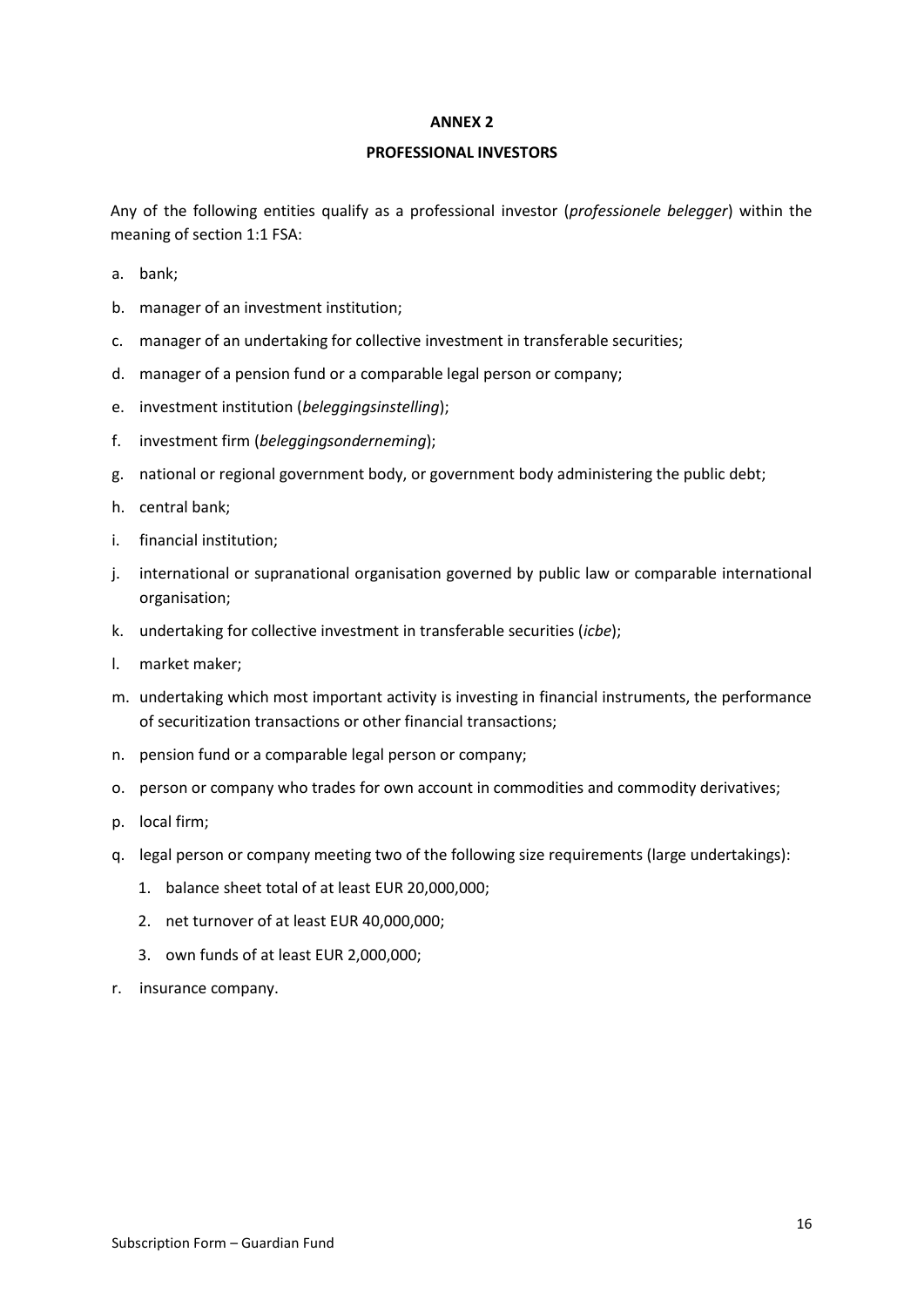## ANNEX 2

## PROFESSIONAL INVESTORS

Any of the following entities qualify as a professional investor (*professionele belegger*) within the meaning of section 1:1 FSA:

a. bank;

b. manager of an investment institution;

c. manager of an undertaking for collective investment in transferable securities;

d. manager of a pension fund or a comparable legal person or company;

e. investment institution (*beleggingsinstelling*);

f. investment firm (*beleggingsonderneming*);

g. national or regional government body, or government body administering the public debt;

h. central bank;

i. financial institution;

j. international or supranational organisation governed by public law or comparable international organisation;

k. undertaking for collective investment in transferable securities (*icbe*);

l. market maker;

m. undertaking which most important activity is investing in financial instruments, the performance of securitization transactions or other financial transactions;

n. pension fund or a comparable legal person or company;

o. person or company who trades for own account in commodities and commodity derivatives;

p. local firm;

q. legal person or company meeting two of the following size requirements (large undertakings):

   1. balance sheet total of at least EUR 20,000,000;
   2. net turnover of at least EUR 40,000,000;
   3. own funds of at least EUR 2,000,000;

r. insurance company.